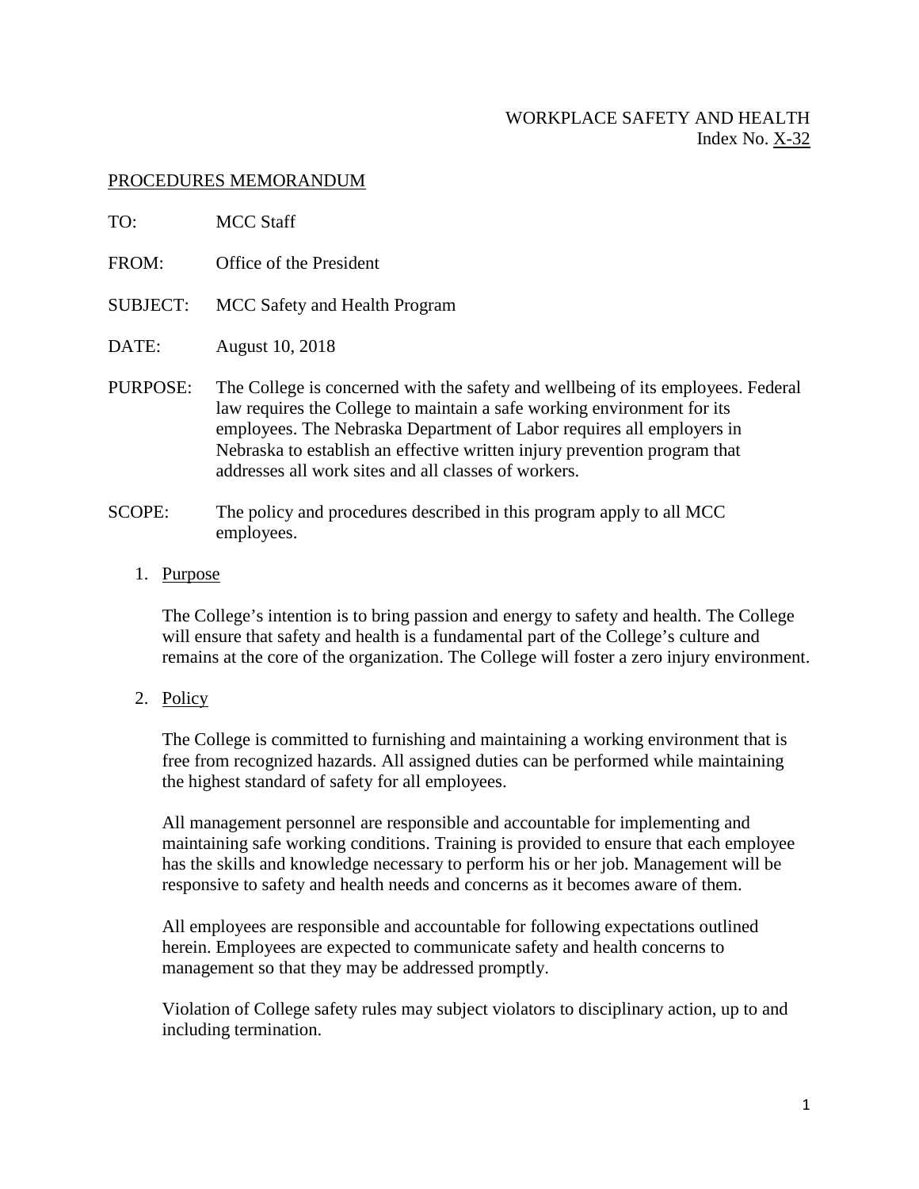WORKPLACE SAFETY AND HEALTH
Index No. X-32

PROCEDURES MEMORANDUM

TO: MCC Staff

FROM: Office of the President

SUBJECT: MCC Safety and Health Program

DATE: August 10, 2018

PURPOSE: The College is concerned with the safety and wellbeing of its employees. Federal law requires the College to maintain a safe working environment for its employees. The Nebraska Department of Labor requires all employers in Nebraska to establish an effective written injury prevention program that addresses all work sites and all classes of workers.

SCOPE: The policy and procedures described in this program apply to all MCC employees.

1. Purpose

   The College's intention is to bring passion and energy to safety and health. The College will ensure that safety and health is a fundamental part of the College's culture and remains at the core of the organization. The College will foster a zero injury environment.

2. Policy

   The College is committed to furnishing and maintaining a working environment that is free from recognized hazards. All assigned duties can be performed while maintaining the highest standard of safety for all employees.

   All management personnel are responsible and accountable for implementing and maintaining safe working conditions. Training is provided to ensure that each employee has the skills and knowledge necessary to perform his or her job. Management will be responsive to safety and health needs and concerns as it becomes aware of them.

   All employees are responsible and accountable for following expectations outlined herein. Employees are expected to communicate safety and health concerns to management so that they may be addressed promptly.

   Violation of College safety rules may subject violators to disciplinary action, up to and including termination.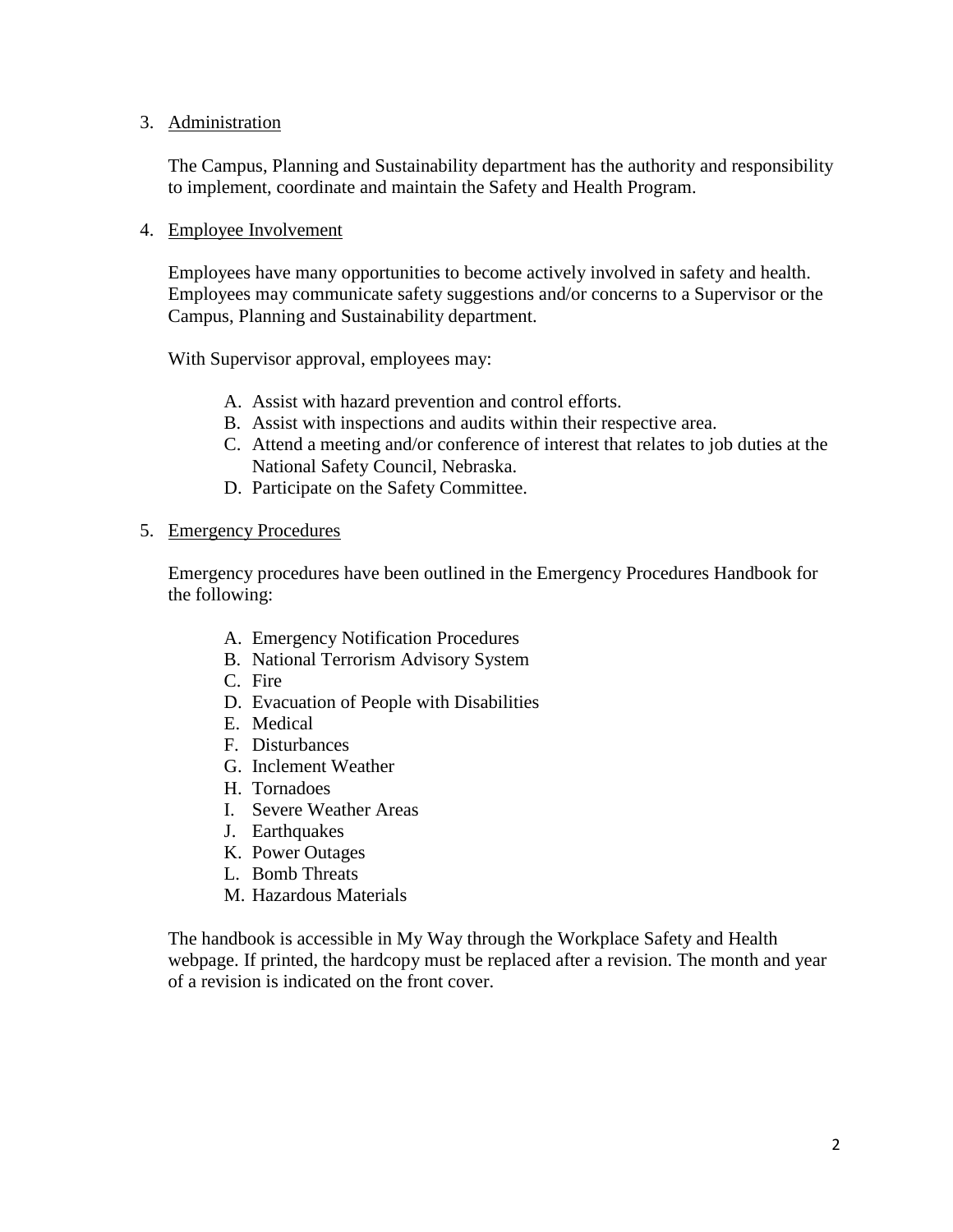3. Administration

   The Campus, Planning and Sustainability department has the authority and responsibility to implement, coordinate and maintain the Safety and Health Program.

4. Employee Involvement

   Employees have many opportunities to become actively involved in safety and health. Employees may communicate safety suggestions and/or concerns to a Supervisor or the Campus, Planning and Sustainability department.

   With Supervisor approval, employees may:

   A. Assist with hazard prevention and control efforts.
   B. Assist with inspections and audits within their respective area.
   C. Attend a meeting and/or conference of interest that relates to job duties at the National Safety Council, Nebraska.
   D. Participate on the Safety Committee.

5. Emergency Procedures

   Emergency procedures have been outlined in the Emergency Procedures Handbook for the following:

   A. Emergency Notification Procedures
   B. National Terrorism Advisory System
   C. Fire
   D. Evacuation of People with Disabilities
   E. Medical
   F. Disturbances
   G. Inclement Weather
   H. Tornadoes
   I. Severe Weather Areas
   J. Earthquakes
   K. Power Outages
   L. Bomb Threats
   M. Hazardous Materials

   The handbook is accessible in My Way through the Workplace Safety and Health webpage. If printed, the hardcopy must be replaced after a revision. The month and year of a revision is indicated on the front cover.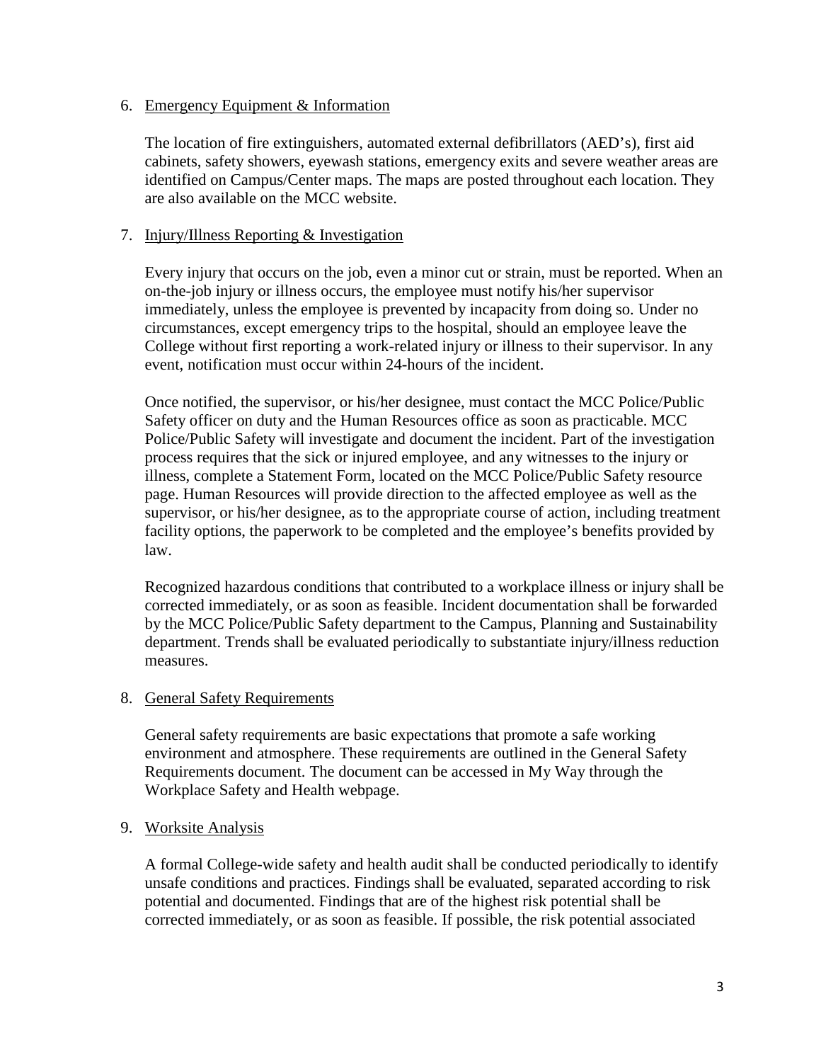6. <u>Emergency Equipment & Information</u>

   The location of fire extinguishers, automated external defibrillators (AED's), first aid cabinets, safety showers, eyewash stations, emergency exits and severe weather areas are identified on Campus/Center maps. The maps are posted throughout each location. They are also available on the MCC website.

7. <u>Injury/Illness Reporting & Investigation</u>

   Every injury that occurs on the job, even a minor cut or strain, must be reported. When an on-the-job injury or illness occurs, the employee must notify his/her supervisor immediately, unless the employee is prevented by incapacity from doing so. Under no circumstances, except emergency trips to the hospital, should an employee leave the College without first reporting a work-related injury or illness to their supervisor. In any event, notification must occur within 24-hours of the incident.

   Once notified, the supervisor, or his/her designee, must contact the MCC Police/Public Safety officer on duty and the Human Resources office as soon as practicable. MCC Police/Public Safety will investigate and document the incident. Part of the investigation process requires that the sick or injured employee, and any witnesses to the injury or illness, complete a Statement Form, located on the MCC Police/Public Safety resource page. Human Resources will provide direction to the affected employee as well as the supervisor, or his/her designee, as to the appropriate course of action, including treatment facility options, the paperwork to be completed and the employee's benefits provided by law.

   Recognized hazardous conditions that contributed to a workplace illness or injury shall be corrected immediately, or as soon as feasible. Incident documentation shall be forwarded by the MCC Police/Public Safety department to the Campus, Planning and Sustainability department. Trends shall be evaluated periodically to substantiate injury/illness reduction measures.

8. <u>General Safety Requirements</u>

   General safety requirements are basic expectations that promote a safe working environment and atmosphere. These requirements are outlined in the General Safety Requirements document. The document can be accessed in My Way through the Workplace Safety and Health webpage.

9. <u>Worksite Analysis</u>

   A formal College-wide safety and health audit shall be conducted periodically to identify unsafe conditions and practices. Findings shall be evaluated, separated according to risk potential and documented. Findings that are of the highest risk potential shall be corrected immediately, or as soon as feasible. If possible, the risk potential associated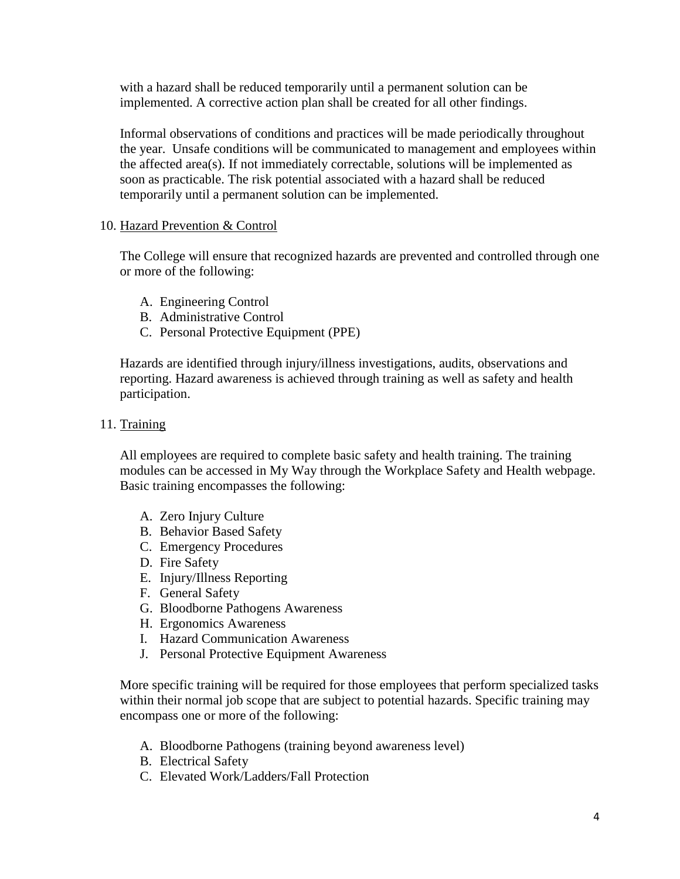with a hazard shall be reduced temporarily until a permanent solution can be implemented. A corrective action plan shall be created for all other findings.

Informal observations of conditions and practices will be made periodically throughout the year. Unsafe conditions will be communicated to management and employees within the affected area(s). If not immediately correctable, solutions will be implemented as soon as practicable. The risk potential associated with a hazard shall be reduced temporarily until a permanent solution can be implemented.

10. <u>Hazard Prevention & Control</u>

    The College will ensure that recognized hazards are prevented and controlled through one or more of the following:

    A. Engineering Control
    B. Administrative Control
    C. Personal Protective Equipment (PPE)

    Hazards are identified through injury/illness investigations, audits, observations and reporting. Hazard awareness is achieved through training as well as safety and health participation.

11. <u>Training</u>

    All employees are required to complete basic safety and health training. The training modules can be accessed in My Way through the Workplace Safety and Health webpage. Basic training encompasses the following:

    A. Zero Injury Culture
    B. Behavior Based Safety
    C. Emergency Procedures
    D. Fire Safety
    E. Injury/Illness Reporting
    F. General Safety
    G. Bloodborne Pathogens Awareness
    H. Ergonomics Awareness
    I. Hazard Communication Awareness
    J. Personal Protective Equipment Awareness

    More specific training will be required for those employees that perform specialized tasks within their normal job scope that are subject to potential hazards. Specific training may encompass one or more of the following:

    A. Bloodborne Pathogens (training beyond awareness level)
    B. Electrical Safety
    C. Elevated Work/Ladders/Fall Protection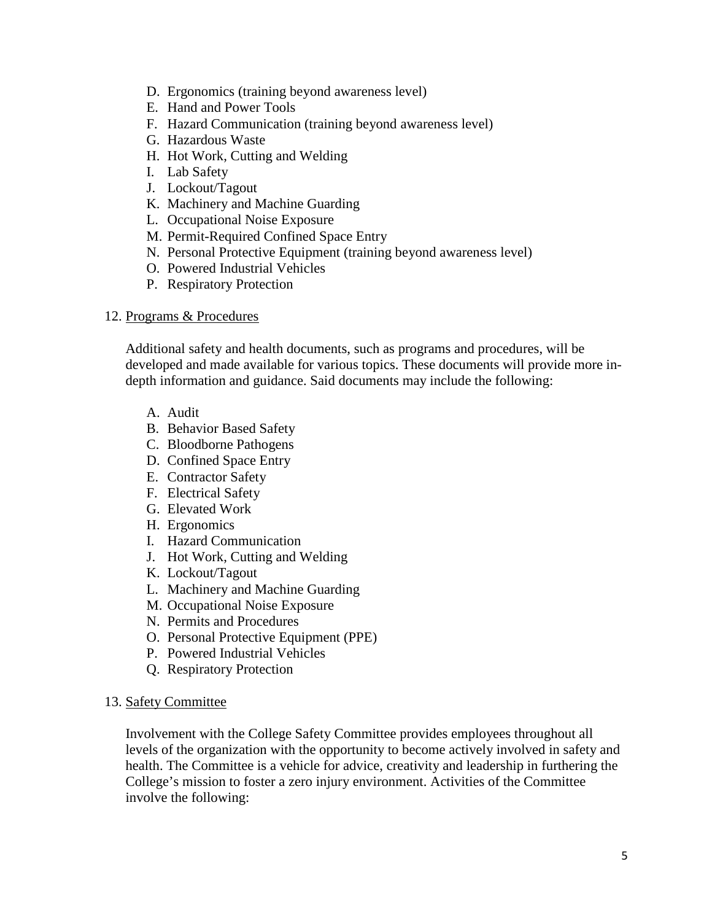D. Ergonomics (training beyond awareness level)
E. Hand and Power Tools
F. Hazard Communication (training beyond awareness level)
G. Hazardous Waste
H. Hot Work, Cutting and Welding
I. Lab Safety
J. Lockout/Tagout
K. Machinery and Machine Guarding
L. Occupational Noise Exposure
M. Permit-Required Confined Space Entry
N. Personal Protective Equipment (training beyond awareness level)
O. Powered Industrial Vehicles
P. Respiratory Protection

12. <u>Programs & Procedures</u>

Additional safety and health documents, such as programs and procedures, will be developed and made available for various topics. These documents will provide more in-depth information and guidance. Said documents may include the following:

A. Audit
B. Behavior Based Safety
C. Bloodborne Pathogens
D. Confined Space Entry
E. Contractor Safety
F. Electrical Safety
G. Elevated Work
H. Ergonomics
I. Hazard Communication
J. Hot Work, Cutting and Welding
K. Lockout/Tagout
L. Machinery and Machine Guarding
M. Occupational Noise Exposure
N. Permits and Procedures
O. Personal Protective Equipment (PPE)
P. Powered Industrial Vehicles
Q. Respiratory Protection

13. <u>Safety Committee</u>

Involvement with the College Safety Committee provides employees throughout all levels of the organization with the opportunity to become actively involved in safety and health. The Committee is a vehicle for advice, creativity and leadership in furthering the College's mission to foster a zero injury environment. Activities of the Committee involve the following: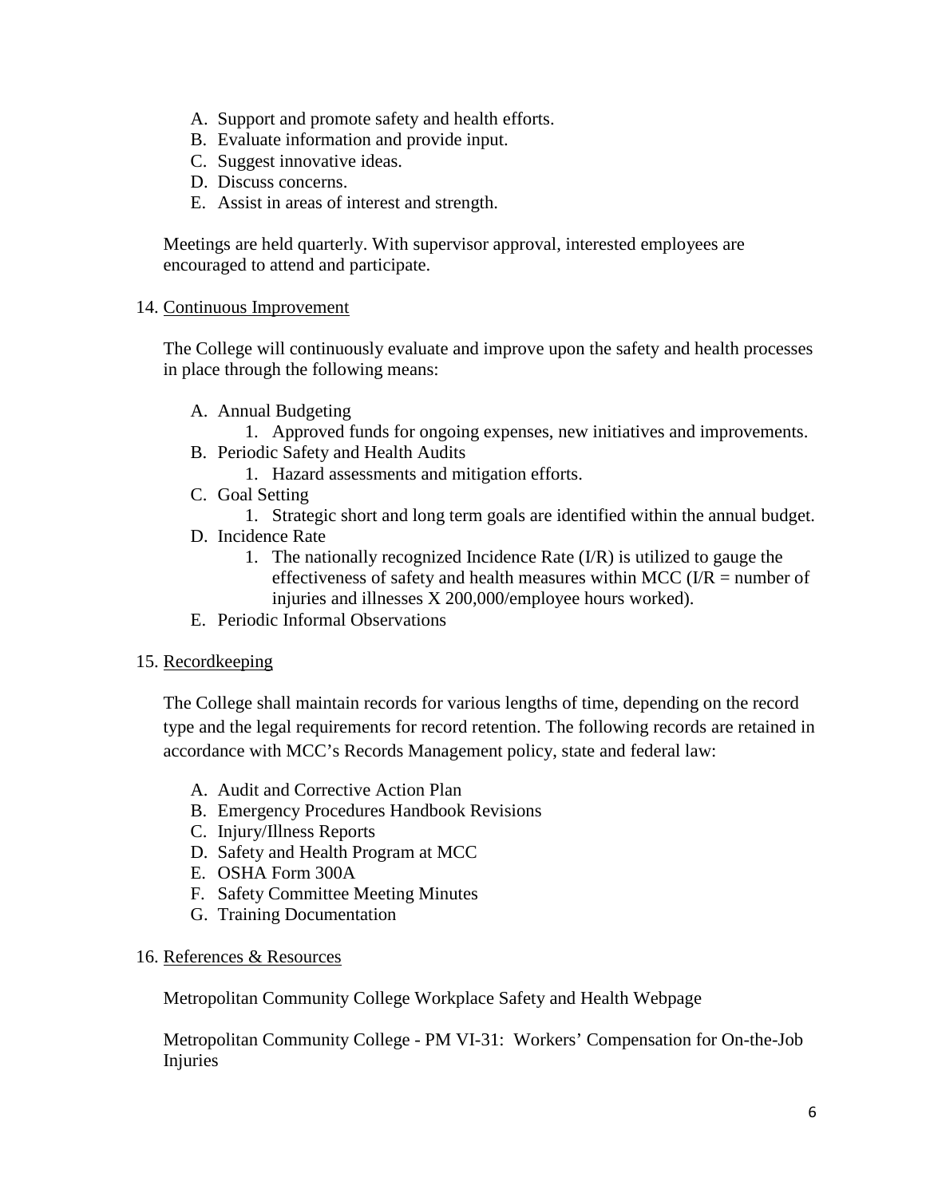A. Support and promote safety and health efforts.
B. Evaluate information and provide input.
C. Suggest innovative ideas.
D. Discuss concerns.
E. Assist in areas of interest and strength.

Meetings are held quarterly. With supervisor approval, interested employees are encouraged to attend and participate.

14. <u>Continuous Improvement</u>

The College will continuously evaluate and improve upon the safety and health processes in place through the following means:

A. Annual Budgeting
   1. Approved funds for ongoing expenses, new initiatives and improvements.
B. Periodic Safety and Health Audits
   1. Hazard assessments and mitigation efforts.
C. Goal Setting
   1. Strategic short and long term goals are identified within the annual budget.
D. Incidence Rate
   1. The nationally recognized Incidence Rate (I/R) is utilized to gauge the effectiveness of safety and health measures within MCC (I/R = number of injuries and illnesses X 200,000/employee hours worked).
E. Periodic Informal Observations

15. <u>Recordkeeping</u>

The College shall maintain records for various lengths of time, depending on the record type and the legal requirements for record retention. The following records are retained in accordance with MCC's Records Management policy, state and federal law:

A. Audit and Corrective Action Plan
B. Emergency Procedures Handbook Revisions
C. Injury/Illness Reports
D. Safety and Health Program at MCC
E. OSHA Form 300A
F. Safety Committee Meeting Minutes
G. Training Documentation

16. <u>References & Resources</u>

Metropolitan Community College Workplace Safety and Health Webpage

Metropolitan Community College - PM VI-31: Workers' Compensation for On-the-Job Injuries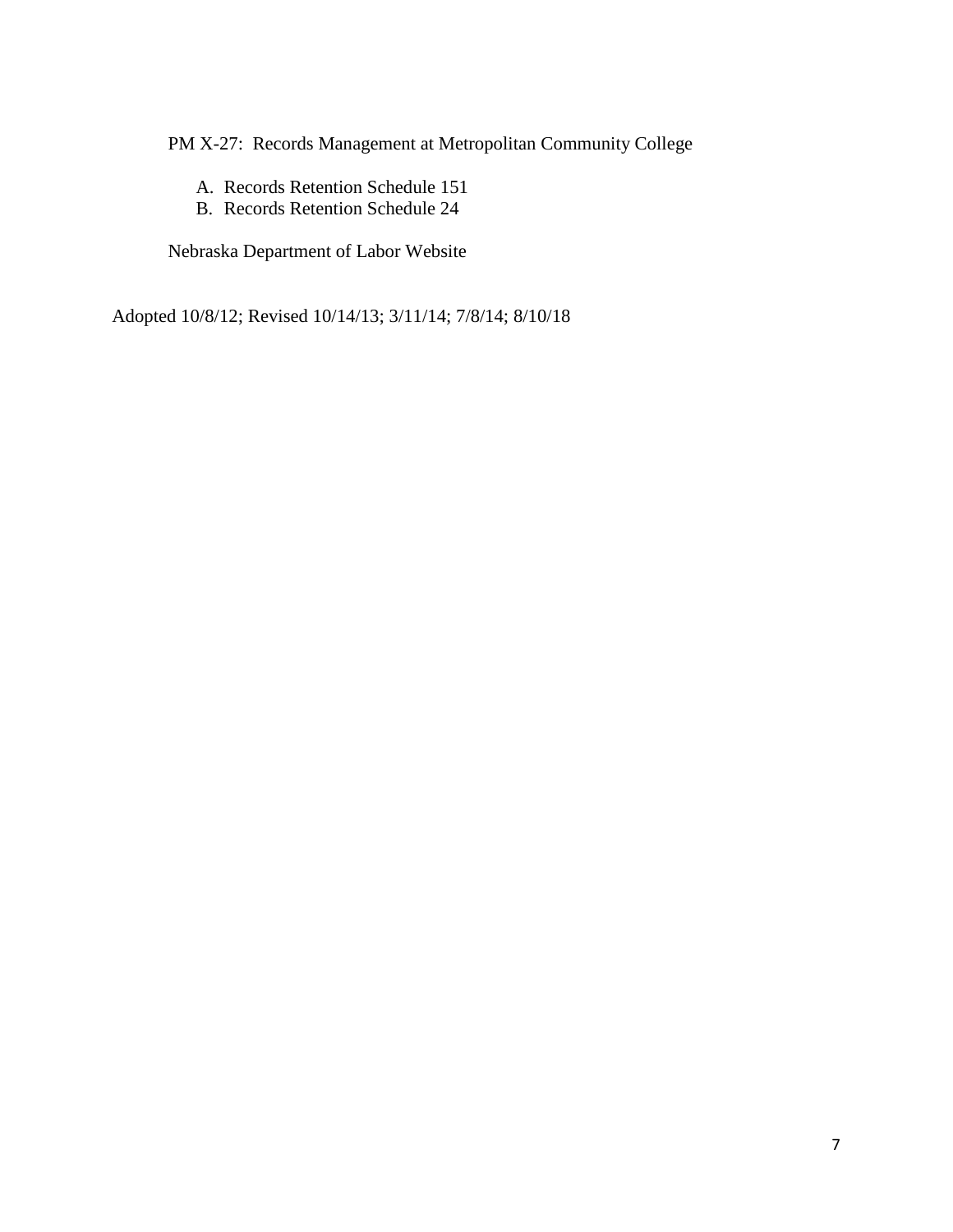PM X-27: Records Management at Metropolitan Community College

A. Records Retention Schedule 151
B. Records Retention Schedule 24

Nebraska Department of Labor Website

Adopted 10/8/12; Revised 10/14/13; 3/11/14; 7/8/14; 8/10/18